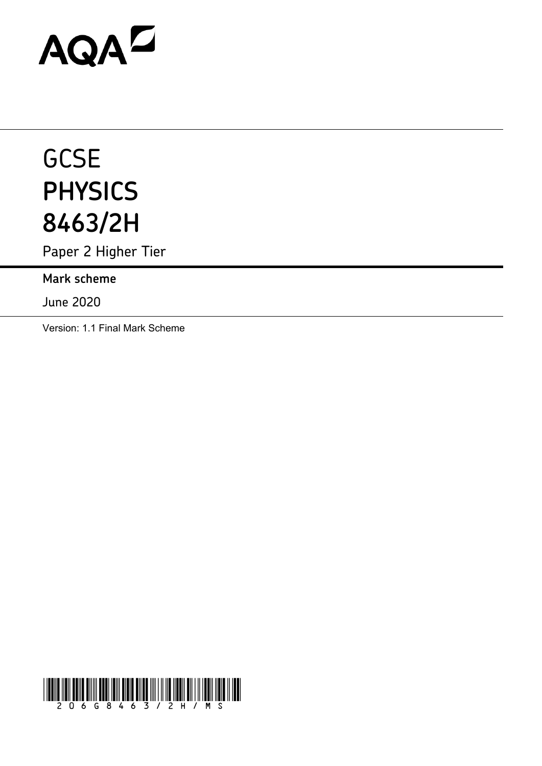AQA

# GCSE
# PHYSICS
# 8463/2H

Paper 2 Higher Tier

**Mark scheme**

June 2020

Version: 1.1 Final Mark Scheme

206G8463/2H/MS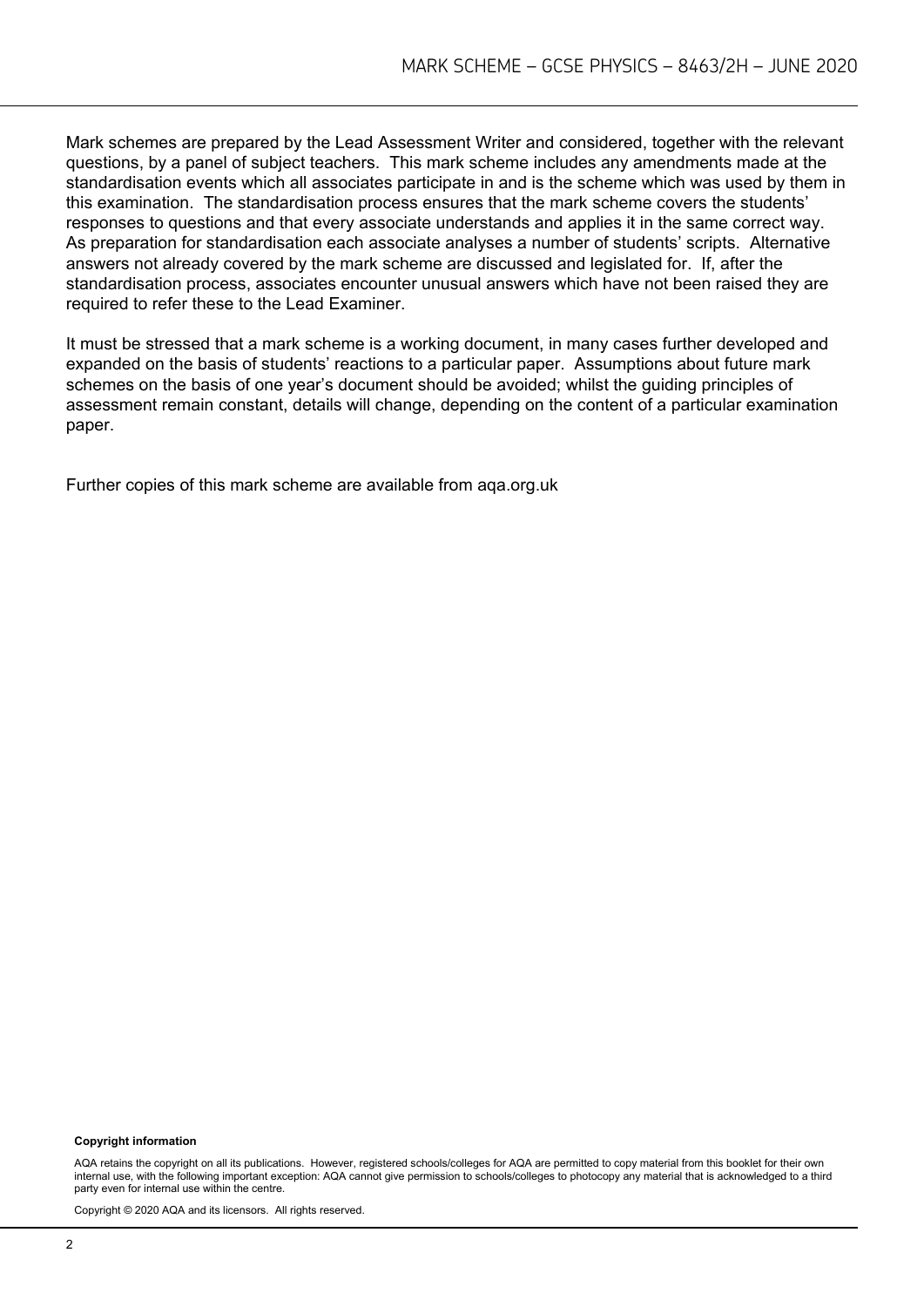Mark schemes are prepared by the Lead Assessment Writer and considered, together with the relevant questions, by a panel of subject teachers. This mark scheme includes any amendments made at the standardisation events which all associates participate in and is the scheme which was used by them in this examination. The standardisation process ensures that the mark scheme covers the students' responses to questions and that every associate understands and applies it in the same correct way. As preparation for standardisation each associate analyses a number of students' scripts. Alternative answers not already covered by the mark scheme are discussed and legislated for. If, after the standardisation process, associates encounter unusual answers which have not been raised they are required to refer these to the Lead Examiner.

It must be stressed that a mark scheme is a working document, in many cases further developed and expanded on the basis of students' reactions to a particular paper. Assumptions about future mark schemes on the basis of one year's document should be avoided; whilst the guiding principles of assessment remain constant, details will change, depending on the content of a particular examination paper.

Further copies of this mark scheme are available from aqa.org.uk

**Copyright information**

AQA retains the copyright on all its publications. However, registered schools/colleges for AQA are permitted to copy material from this booklet for their own internal use, with the following important exception: AQA cannot give permission to schools/colleges to photocopy any material that is acknowledged to a third party even for internal use within the centre.

Copyright © 2020 AQA and its licensors. All rights reserved.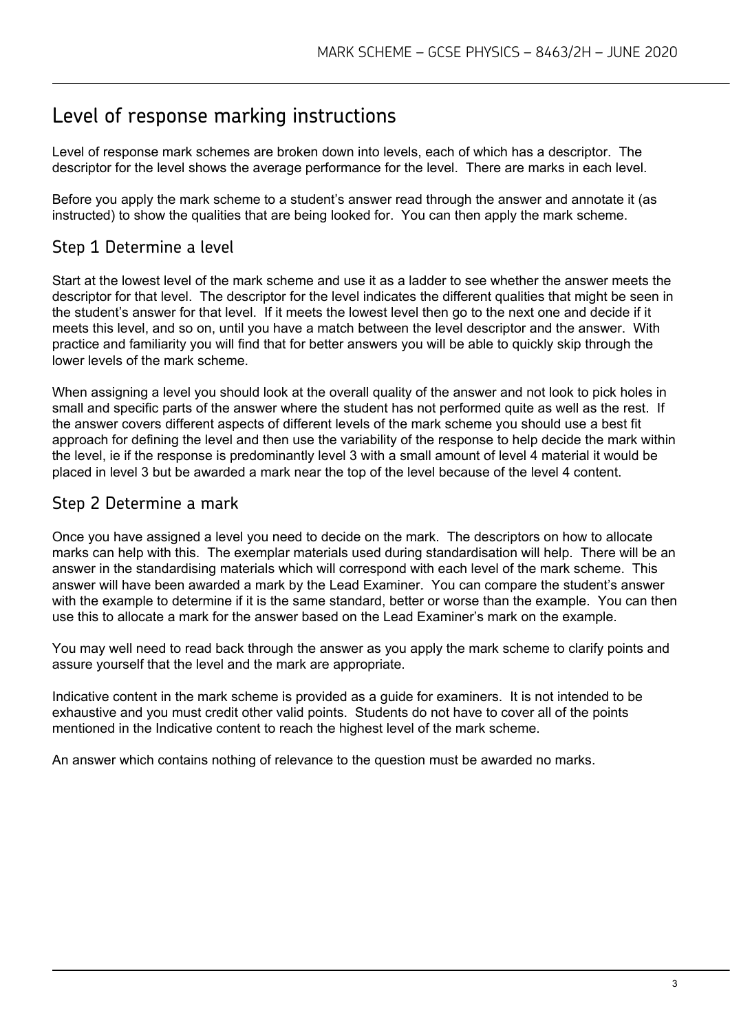# Level of response marking instructions

Level of response mark schemes are broken down into levels, each of which has a descriptor. The descriptor for the level shows the average performance for the level. There are marks in each level.

Before you apply the mark scheme to a student's answer read through the answer and annotate it (as instructed) to show the qualities that are being looked for. You can then apply the mark scheme.

## Step 1 Determine a level

Start at the lowest level of the mark scheme and use it as a ladder to see whether the answer meets the descriptor for that level. The descriptor for the level indicates the different qualities that might be seen in the student's answer for that level. If it meets the lowest level then go to the next one and decide if it meets this level, and so on, until you have a match between the level descriptor and the answer. With practice and familiarity you will find that for better answers you will be able to quickly skip through the lower levels of the mark scheme.

When assigning a level you should look at the overall quality of the answer and not look to pick holes in small and specific parts of the answer where the student has not performed quite as well as the rest. If the answer covers different aspects of different levels of the mark scheme you should use a best fit approach for defining the level and then use the variability of the response to help decide the mark within the level, ie if the response is predominantly level 3 with a small amount of level 4 material it would be placed in level 3 but be awarded a mark near the top of the level because of the level 4 content.

## Step 2 Determine a mark

Once you have assigned a level you need to decide on the mark. The descriptors on how to allocate marks can help with this. The exemplar materials used during standardisation will help. There will be an answer in the standardising materials which will correspond with each level of the mark scheme. This answer will have been awarded a mark by the Lead Examiner. You can compare the student's answer with the example to determine if it is the same standard, better or worse than the example. You can then use this to allocate a mark for the answer based on the Lead Examiner's mark on the example.

You may well need to read back through the answer as you apply the mark scheme to clarify points and assure yourself that the level and the mark are appropriate.

Indicative content in the mark scheme is provided as a guide for examiners. It is not intended to be exhaustive and you must credit other valid points. Students do not have to cover all of the points mentioned in the Indicative content to reach the highest level of the mark scheme.

An answer which contains nothing of relevance to the question must be awarded no marks.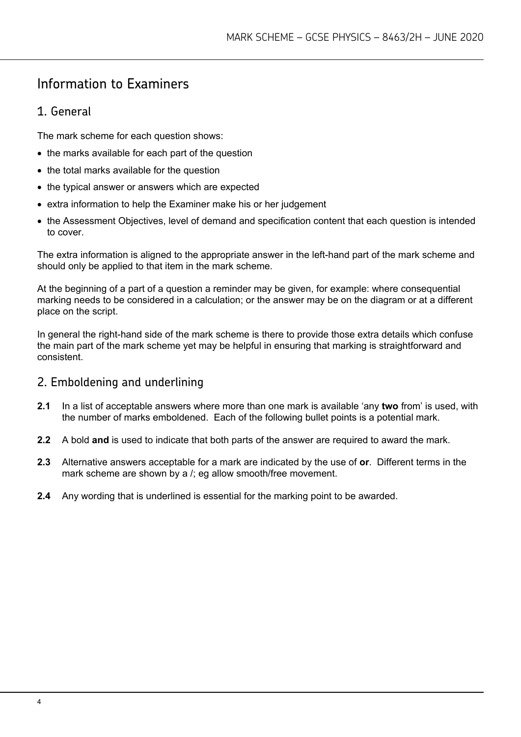# Information to Examiners

## 1. General

The mark scheme for each question shows:

- the marks available for each part of the question
- the total marks available for the question
- the typical answer or answers which are expected
- extra information to help the Examiner make his or her judgement
- the Assessment Objectives, level of demand and specification content that each question is intended to cover.

The extra information is aligned to the appropriate answer in the left-hand part of the mark scheme and should only be applied to that item in the mark scheme.

At the beginning of a part of a question a reminder may be given, for example: where consequential marking needs to be considered in a calculation; or the answer may be on the diagram or at a different place on the script.

In general the right-hand side of the mark scheme is there to provide those extra details which confuse the main part of the mark scheme yet may be helpful in ensuring that marking is straightforward and consistent.

## 2. Emboldening and underlining

**2.1** In a list of acceptable answers where more than one mark is available 'any **two** from' is used, with the number of marks emboldened. Each of the following bullet points is a potential mark.

**2.2** A bold **and** is used to indicate that both parts of the answer are required to award the mark.

**2.3** Alternative answers acceptable for a mark are indicated by the use of **or**. Different terms in the mark scheme are shown by a /; eg allow smooth/free movement.

**2.4** Any wording that is underlined is essential for the marking point to be awarded.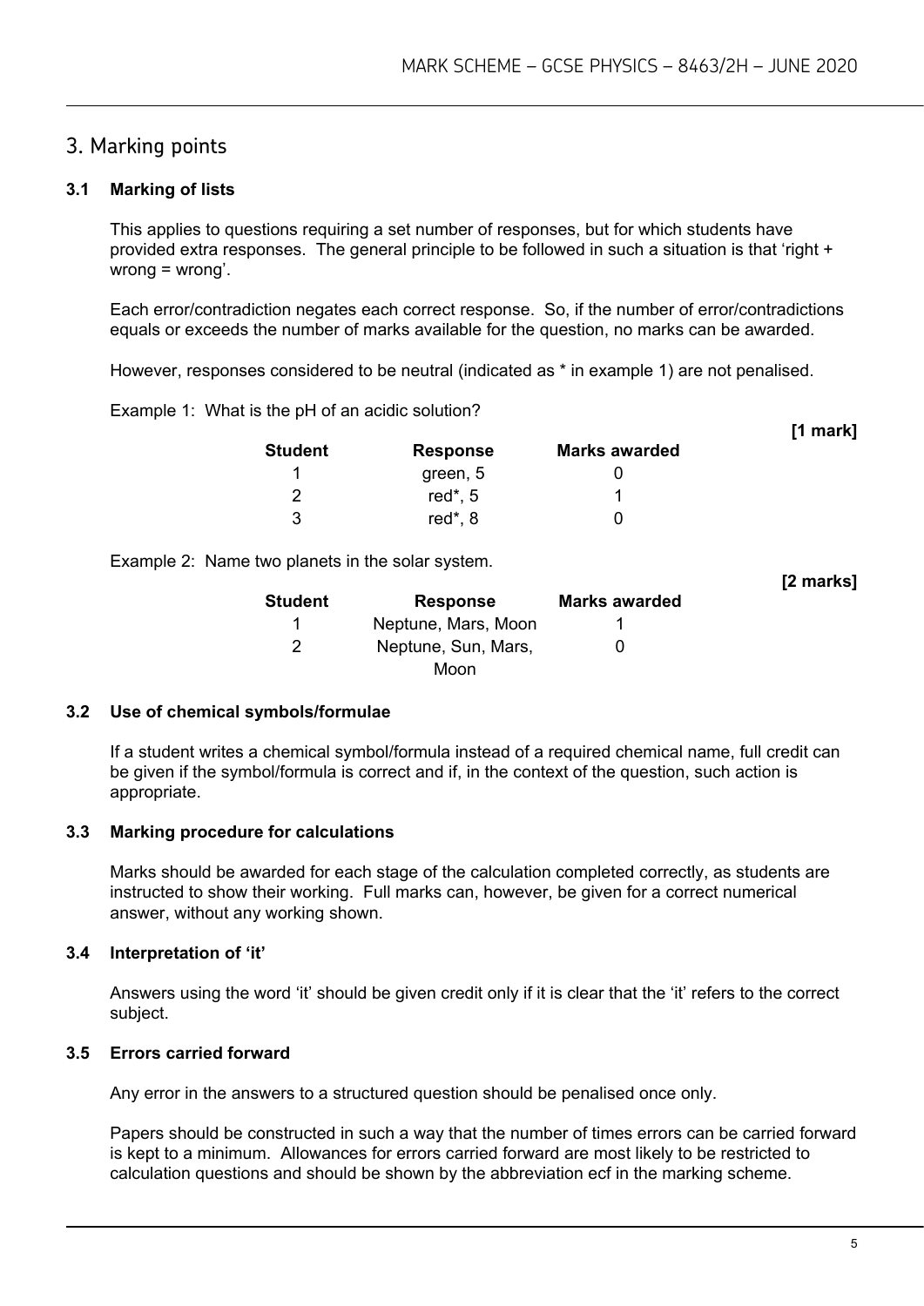## 3. Marking points

### 3.1 Marking of lists

This applies to questions requiring a set number of responses, but for which students have provided extra responses. The general principle to be followed in such a situation is that 'right + wrong = wrong'.

Each error/contradiction negates each correct response. So, if the number of error/contradictions equals or exceeds the number of marks available for the question, no marks can be awarded.

However, responses considered to be neutral (indicated as * in example 1) are not penalised.

Example 1: What is the pH of an acidic solution? **[1 mark]**

| Student | Response | Marks awarded |
|---|---|---|
| 1 | green, 5 | 0 |
| 2 | red*, 5 | 1 |
| 3 | red*, 8 | 0 |

Example 2: Name two planets in the solar system. **[2 marks]**

| Student | Response | Marks awarded |
|---|---|---|
| 1 | Neptune, Mars, Moon | 1 |
| 2 | Neptune, Sun, Mars, Moon | 0 |

### 3.2 Use of chemical symbols/formulae

If a student writes a chemical symbol/formula instead of a required chemical name, full credit can be given if the symbol/formula is correct and if, in the context of the question, such action is appropriate.

### 3.3 Marking procedure for calculations

Marks should be awarded for each stage of the calculation completed correctly, as students are instructed to show their working. Full marks can, however, be given for a correct numerical answer, without any working shown.

### 3.4 Interpretation of 'it'

Answers using the word 'it' should be given credit only if it is clear that the 'it' refers to the correct subject.

### 3.5 Errors carried forward

Any error in the answers to a structured question should be penalised once only.

Papers should be constructed in such a way that the number of times errors can be carried forward is kept to a minimum. Allowances for errors carried forward are most likely to be restricted to calculation questions and should be shown by the abbreviation ecf in the marking scheme.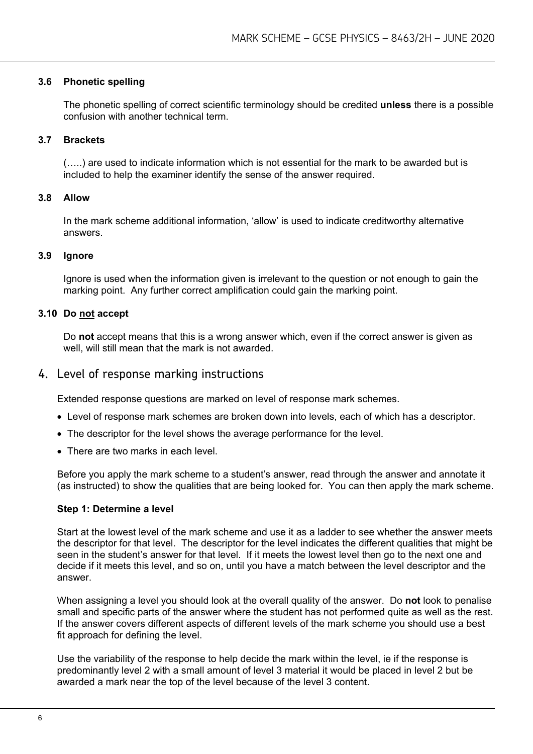### 3.6 Phonetic spelling

The phonetic spelling of correct scientific terminology should be credited **unless** there is a possible confusion with another technical term.

### 3.7 Brackets

(…..) are used to indicate information which is not essential for the mark to be awarded but is included to help the examiner identify the sense of the answer required.

### 3.8 Allow

In the mark scheme additional information, 'allow' is used to indicate creditworthy alternative answers.

### 3.9 Ignore

Ignore is used when the information given is irrelevant to the question or not enough to gain the marking point. Any further correct amplification could gain the marking point.

### 3.10 Do not accept

Do **not** accept means that this is a wrong answer which, even if the correct answer is given as well, will still mean that the mark is not awarded.

## 4. Level of response marking instructions

Extended response questions are marked on level of response mark schemes.

- Level of response mark schemes are broken down into levels, each of which has a descriptor.
- The descriptor for the level shows the average performance for the level.
- There are two marks in each level.

Before you apply the mark scheme to a student's answer, read through the answer and annotate it (as instructed) to show the qualities that are being looked for. You can then apply the mark scheme.

**Step 1: Determine a level**

Start at the lowest level of the mark scheme and use it as a ladder to see whether the answer meets the descriptor for that level. The descriptor for the level indicates the different qualities that might be seen in the student's answer for that level. If it meets the lowest level then go to the next one and decide if it meets this level, and so on, until you have a match between the level descriptor and the answer.

When assigning a level you should look at the overall quality of the answer. Do **not** look to penalise small and specific parts of the answer where the student has not performed quite as well as the rest. If the answer covers different aspects of different levels of the mark scheme you should use a best fit approach for defining the level.

Use the variability of the response to help decide the mark within the level, ie if the response is predominantly level 2 with a small amount of level 3 material it would be placed in level 2 but be awarded a mark near the top of the level because of the level 3 content.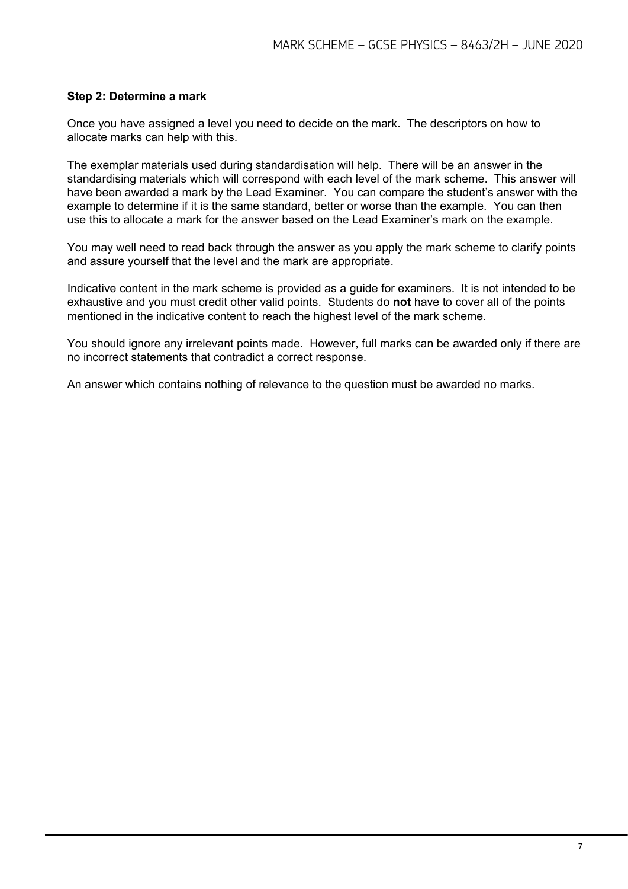### Step 2: Determine a mark

Once you have assigned a level you need to decide on the mark. The descriptors on how to allocate marks can help with this.

The exemplar materials used during standardisation will help. There will be an answer in the standardising materials which will correspond with each level of the mark scheme. This answer will have been awarded a mark by the Lead Examiner. You can compare the student's answer with the example to determine if it is the same standard, better or worse than the example. You can then use this to allocate a mark for the answer based on the Lead Examiner's mark on the example.

You may well need to read back through the answer as you apply the mark scheme to clarify points and assure yourself that the level and the mark are appropriate.

Indicative content in the mark scheme is provided as a guide for examiners. It is not intended to be exhaustive and you must credit other valid points. Students do **not** have to cover all of the points mentioned in the indicative content to reach the highest level of the mark scheme.

You should ignore any irrelevant points made. However, full marks can be awarded only if there are no incorrect statements that contradict a correct response.

An answer which contains nothing of relevance to the question must be awarded no marks.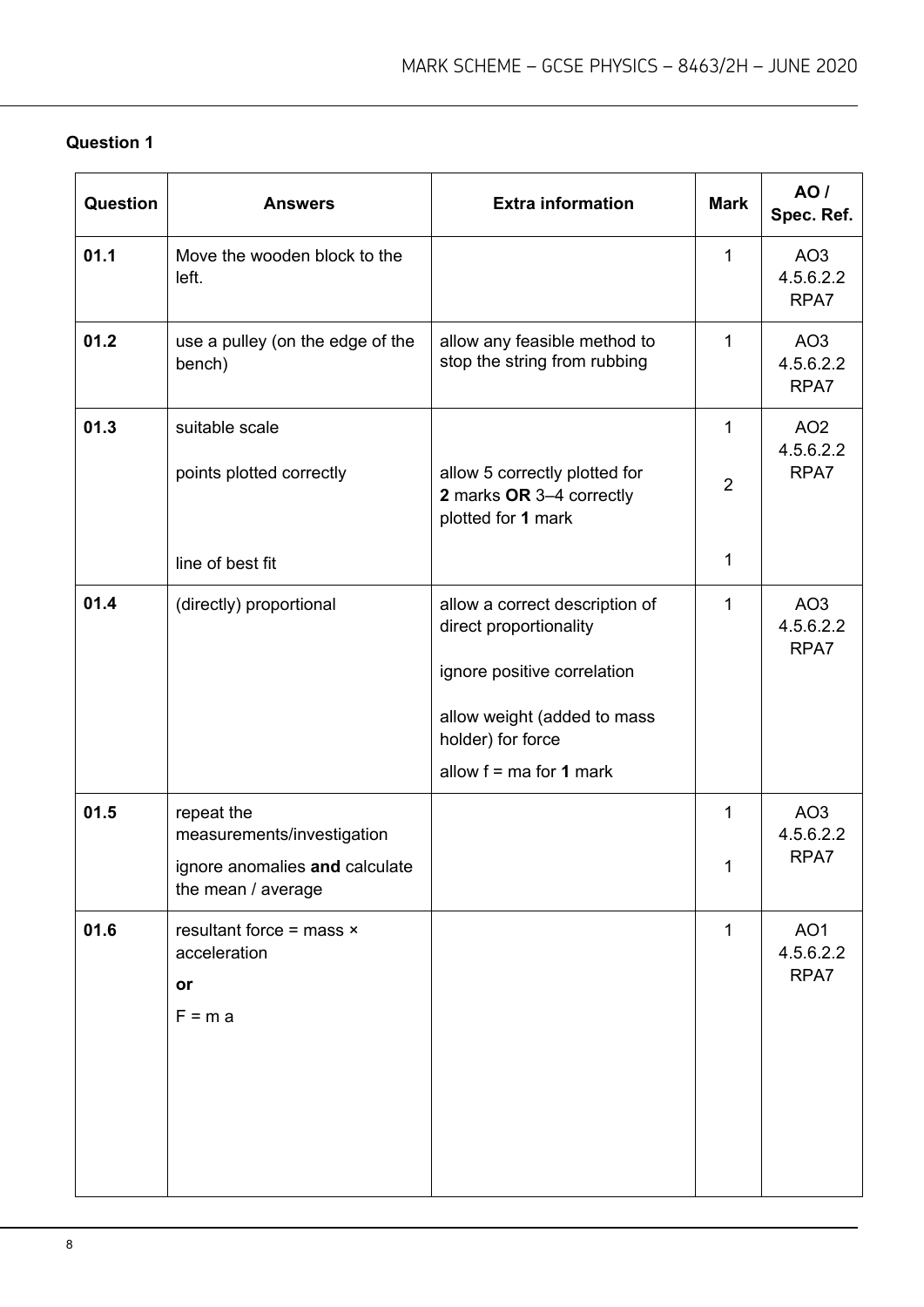## Question 1

| Question | Answers | Extra information | Mark | AO / Spec. Ref. |
|---|---|---|---|---|
| 01.1 | Move the wooden block to the left. | | 1 | AO3 4.5.6.2.2 RPA7 |
| 01.2 | use a pulley (on the edge of the bench) | allow any feasible method to stop the string from rubbing | 1 | AO3 4.5.6.2.2 RPA7 |
| 01.3 | suitable scale<br><br>points plotted correctly<br><br>line of best fit | <br><br>allow 5 correctly plotted for **2** marks **OR** 3–4 correctly plotted for **1** mark | 1<br><br>2<br><br>1 | AO2 4.5.6.2.2 RPA7 |
| 01.4 | (directly) proportional | allow a correct description of direct proportionality<br><br>ignore positive correlation<br><br>allow weight (added to mass holder) for force<br><br>allow f = ma for **1** mark | 1 | AO3 4.5.6.2.2 RPA7 |
| 01.5 | repeat the measurements/investigation<br><br>ignore anomalies **and** calculate the mean / average | | 1<br><br>1 | AO3 4.5.6.2.2 RPA7 |
| 01.6 | resultant force = mass × acceleration<br><br>**or**<br><br>$F = m a$ | | 1 | AO1 4.5.6.2.2 RPA7 |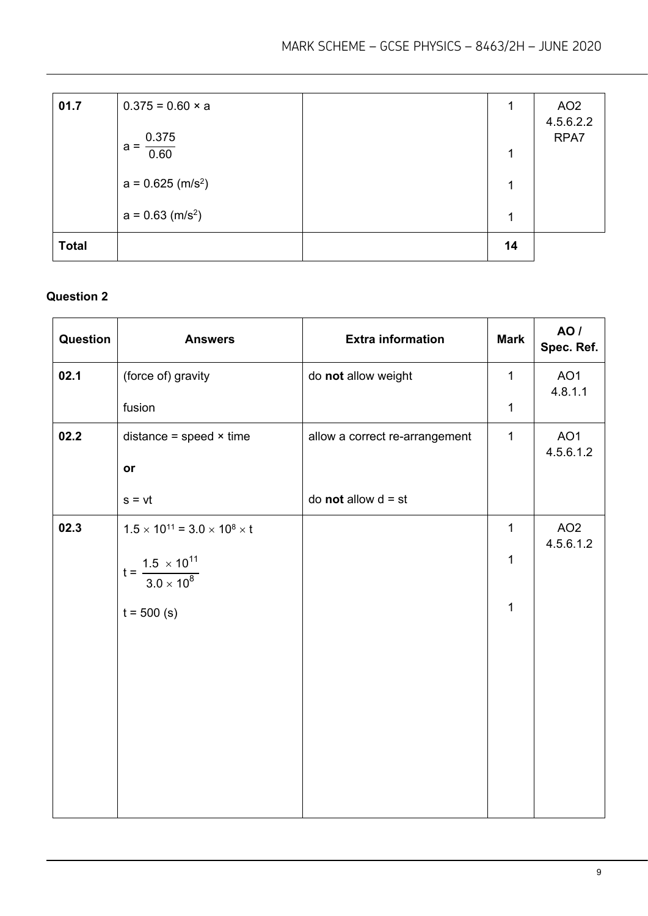| 01.7 | $0.375 = 0.60 \times a$ | | 1 | AO2 4.5.6.2.2 RPA7 |
|---|---|---|---|---|
| | $a = \frac{0.375}{0.60}$ | | 1 | |
| | $a = 0.625$ (m/s$^2$) | | 1 | |
| | $a = 0.63$ (m/s$^2$) | | 1 | |
| **Total** | | | **14** | |

**Question 2**

| Question | Answers | Extra information | Mark | AO / Spec. Ref. |
|---|---|---|---|---|
| **02.1** | (force of) gravity | do **not** allow weight | 1 | AO1 4.8.1.1 |
| | fusion | | 1 | |
| **02.2** | distance = speed × time **or** $s = vt$ | allow a correct re-arrangement do **not** allow $d = st$ | 1 | AO1 4.5.6.1.2 |
| **02.3** | $1.5 \times 10^{11} = 3.0 \times 10^{8} \times t$ | | 1 | AO2 4.5.6.1.2 |
| | $t = \frac{1.5 \times 10^{11}}{3.0 \times 10^{8}}$ | | 1 | |
| | $t = 500$ (s) | | 1 | |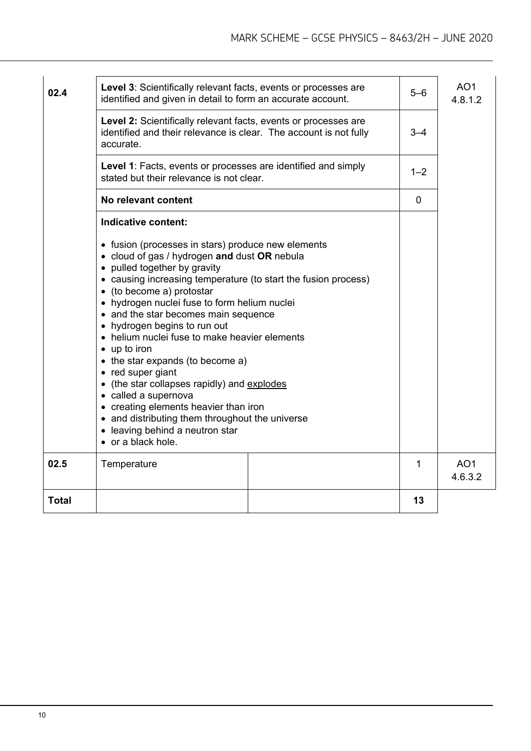| Question | Answers | Extra information | Mark | AO / Spec. Ref. |
|---|---|---|---|---|
| 02.4 | **Level 3**: Scientifically relevant facts, events or processes are identified and given in detail to form an accurate account. | | 5–6 | AO1 4.8.1.2 |
| | **Level 2:** Scientifically relevant facts, events or processes are identified and their relevance is clear. The account is not fully accurate. | | 3–4 | |
| | **Level 1**: Facts, events or processes are identified and simply stated but their relevance is not clear. | | 1–2 | |
| | **No relevant content** | | 0 | |
| | **Indicative content:**<br><br>• fusion (processes in stars) produce new elements<br>• cloud of gas / hydrogen **and** dust **OR** nebula<br>• pulled together by gravity<br>• causing increasing temperature (to start the fusion process)<br>• (to become a) protostar<br>• hydrogen nuclei fuse to form helium nuclei<br>• and the star becomes main sequence<br>• hydrogen begins to run out<br>• helium nuclei fuse to make heavier elements<br>• up to iron<br>• the star expands (to become a)<br>• red super giant<br>• (the star collapses rapidly) and explodes<br>• called a supernova<br>• creating elements heavier than iron<br>• and distributing them throughout the universe<br>• leaving behind a neutron star<br>• or a black hole. | | | |
| 02.5 | Temperature | | 1 | AO1 4.6.3.2 |
| **Total** | | | **13** | |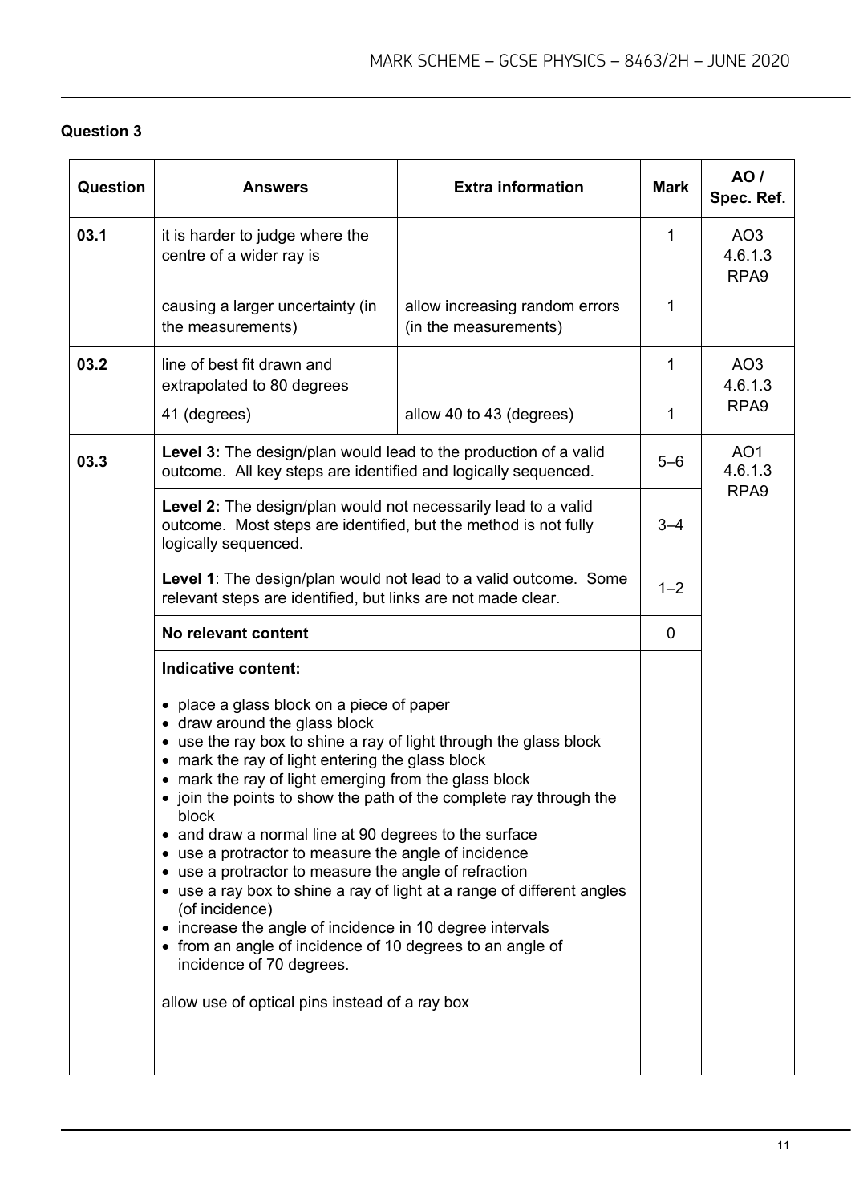### Question 3

| Question | Answers | Extra information | Mark | AO / Spec. Ref. |
| --- | --- | --- | --- | --- |
| 03.1 | it is harder to judge where the centre of a wider ray is | | 1 | AO3<br>4.6.1.3<br>RPA9 |
| | causing a larger uncertainty (in the measurements) | allow increasing random errors (in the measurements) | 1 | |
| 03.2 | line of best fit drawn and extrapolated to 80 degrees | | 1 | AO3<br>4.6.1.3<br>RPA9 |
| | 41 (degrees) | allow 40 to 43 (degrees) | 1 | |
| 03.3 | **Level 3:** The design/plan would lead to the production of a valid outcome. All key steps are identified and logically sequenced. | | 5–6 | AO1<br>4.6.1.3<br>RPA9 |
| | **Level 2:** The design/plan would not necessarily lead to a valid outcome. Most steps are identified, but the method is not fully logically sequenced. | | 3–4 | |
| | **Level 1**: The design/plan would not lead to a valid outcome. Some relevant steps are identified, but links are not made clear. | | 1–2 | |
| | **No relevant content** | | 0 | |
| | **Indicative content:**<br>• place a glass block on a piece of paper<br>• draw around the glass block<br>• use the ray box to shine a ray of light through the glass block<br>• mark the ray of light entering the glass block<br>• mark the ray of light emerging from the glass block<br>• join the points to show the path of the complete ray through the block<br>• and draw a normal line at 90 degrees to the surface<br>• use a protractor to measure the angle of incidence<br>• use a protractor to measure the angle of refraction<br>• use a ray box to shine a ray of light at a range of different angles (of incidence)<br>• increase the angle of incidence in 10 degree intervals<br>• from an angle of incidence of 10 degrees to an angle of incidence of 70 degrees.<br><br>allow use of optical pins instead of a ray box | | | |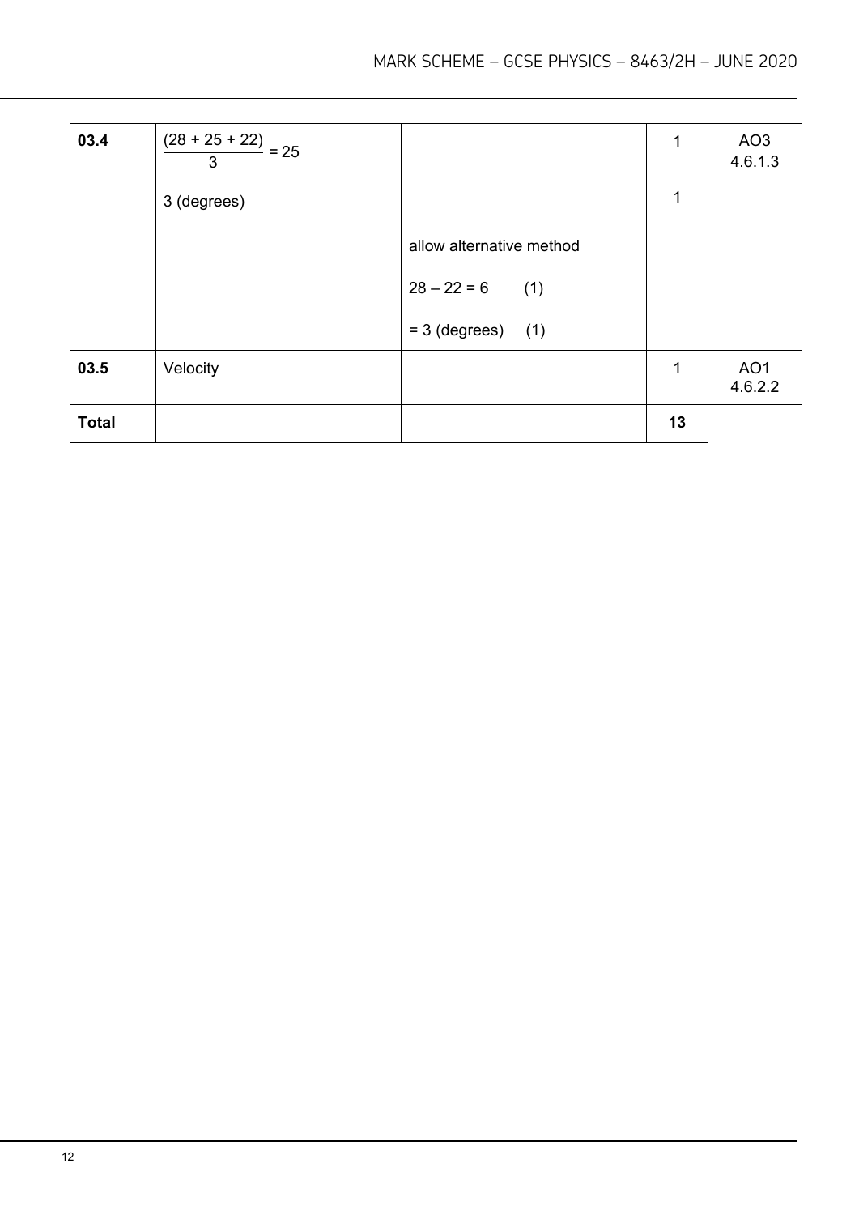| | | | | |
|---|---|---|---|---|
| **03.4** | $\frac{(28 + 25 + 22)}{3} = 25$ | | 1 | AO3 4.6.1.3 |
| | 3 (degrees) | | 1 | |
| | | allow alternative method | | |
| | | $28 - 22 = 6$ (1) | | |
| | | $= 3$ (degrees) (1) | | |
| **03.5** | Velocity | | 1 | AO1 4.6.2.2 |
| **Total** | | | **13** | |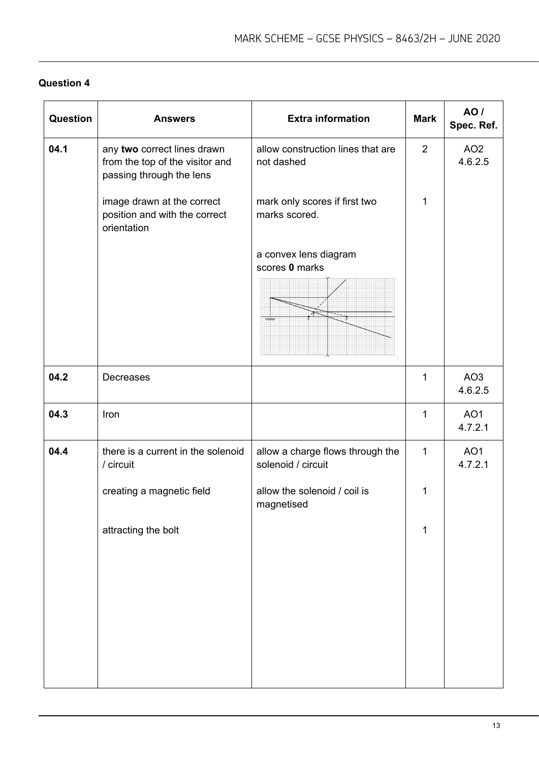## Question 4

| Question | Answers | Extra information | Mark | AO / Spec. Ref. |
|---|---|---|---|---|
| 04.1 | any **two** correct lines drawn from the top of the visitor and passing through the lens | allow construction lines that are not dashed | 2 | AO2 4.6.2.5 |
| | image drawn at the correct position and with the correct orientation | mark only scores if first two marks scored. | 1 | |
| | | a convex lens diagram scores **0** marks | | |
| 04.2 | Decreases | | 1 | AO3 4.6.2.5 |
| 04.3 | Iron | | 1 | AO1 4.7.2.1 |
| 04.4 | there is a current in the solenoid / circuit | allow a charge flows through the solenoid / circuit | 1 | AO1 4.7.2.1 |
| | creating a magnetic field | allow the solenoid / coil is magnetised | 1 | |
| | attracting the bolt | | 1 | |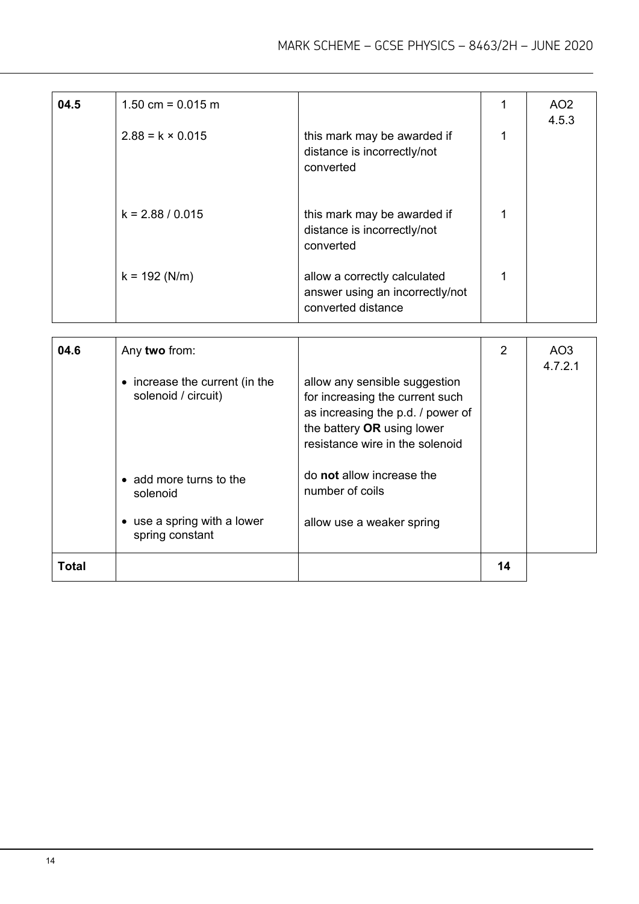| 04.5 | 1.50 cm = 0.015 m | | 1 | AO2<br>4.5.3 |
|---|---|---|---|---|
| | 2.88 = k × 0.015 | this mark may be awarded if distance is incorrectly/not converted | 1 | |
| | k = 2.88 / 0.015 | this mark may be awarded if distance is incorrectly/not converted | 1 | |
| | k = 192 (N/m) | allow a correctly calculated answer using an incorrectly/not converted distance | 1 | |

| 04.6 | Any **two** from: | | 2 | AO3<br>4.7.2.1 |
|---|---|---|---|---|
| | • increase the current (in the solenoid / circuit) | allow any sensible suggestion for increasing the current such as increasing the p.d. / power of the battery **OR** using lower resistance wire in the solenoid | | |
| | • add more turns to the solenoid | do **not** allow increase the number of coils | | |
| | • use a spring with a lower spring constant | allow use a weaker spring | | |
| **Total** | | | 14 | |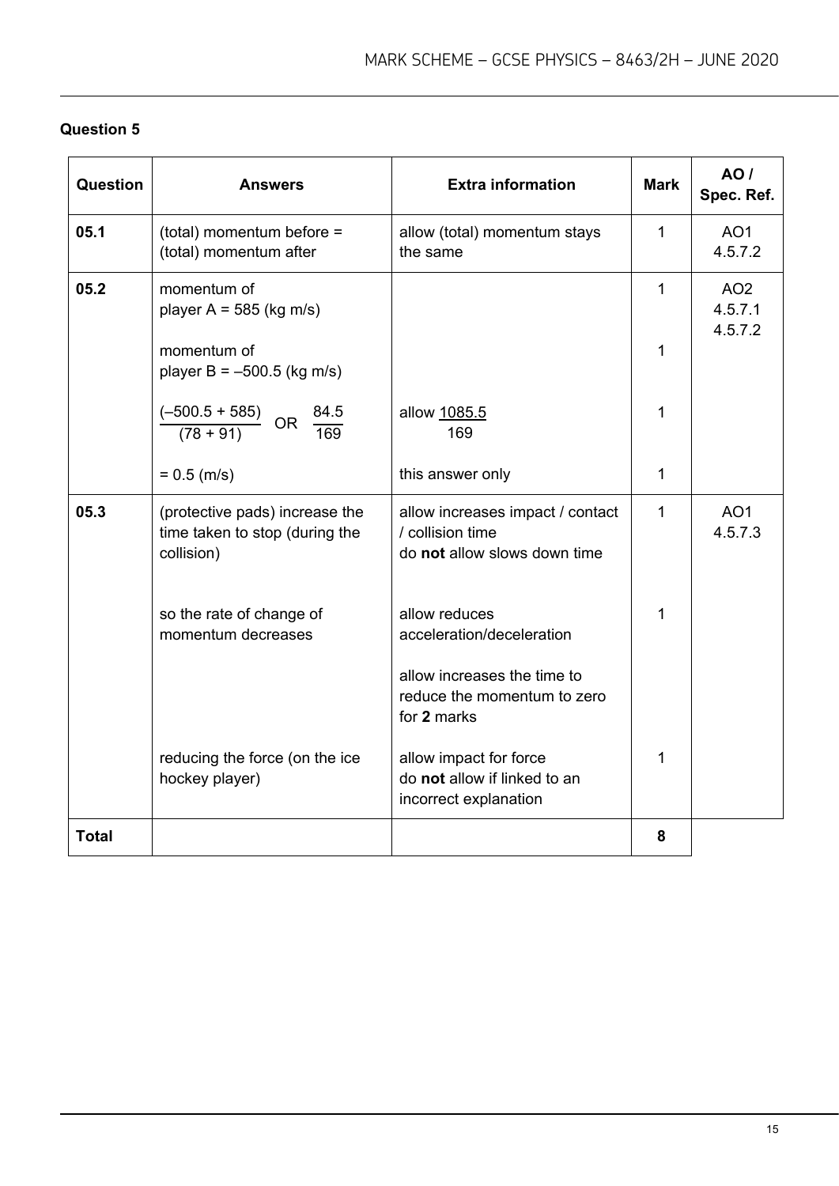**Question 5**

| Question | Answers | Extra information | Mark | AO / Spec. Ref. |
|---|---|---|---|---|
| 05.1 | (total) momentum before = (total) momentum after | allow (total) momentum stays the same | 1 | AO1 4.5.7.2 |
| 05.2 | momentum of player A = 585 (kg m/s) | | 1 | AO2 4.5.7.1 4.5.7.2 |
| | momentum of player B = –500.5 (kg m/s) | | 1 | |
| | $\frac{(-500.5 + 585)}{(78 + 91)}$ OR $\frac{84.5}{169}$ | allow $\frac{1085.5}{169}$ | 1 | |
| | = 0.5 (m/s) | this answer only | 1 | |
| 05.3 | (protective pads) increase the time taken to stop (during the collision) | allow increases impact / contact / collision time<br>do **not** allow slows down time | 1 | AO1 4.5.7.3 |
| | so the rate of change of momentum decreases | allow reduces acceleration/deceleration<br><br>allow increases the time to reduce the momentum to zero for **2** marks | 1 | |
| | reducing the force (on the ice hockey player) | allow impact for force<br>do **not** allow if linked to an incorrect explanation | 1 | |
| **Total** | | | 8 | |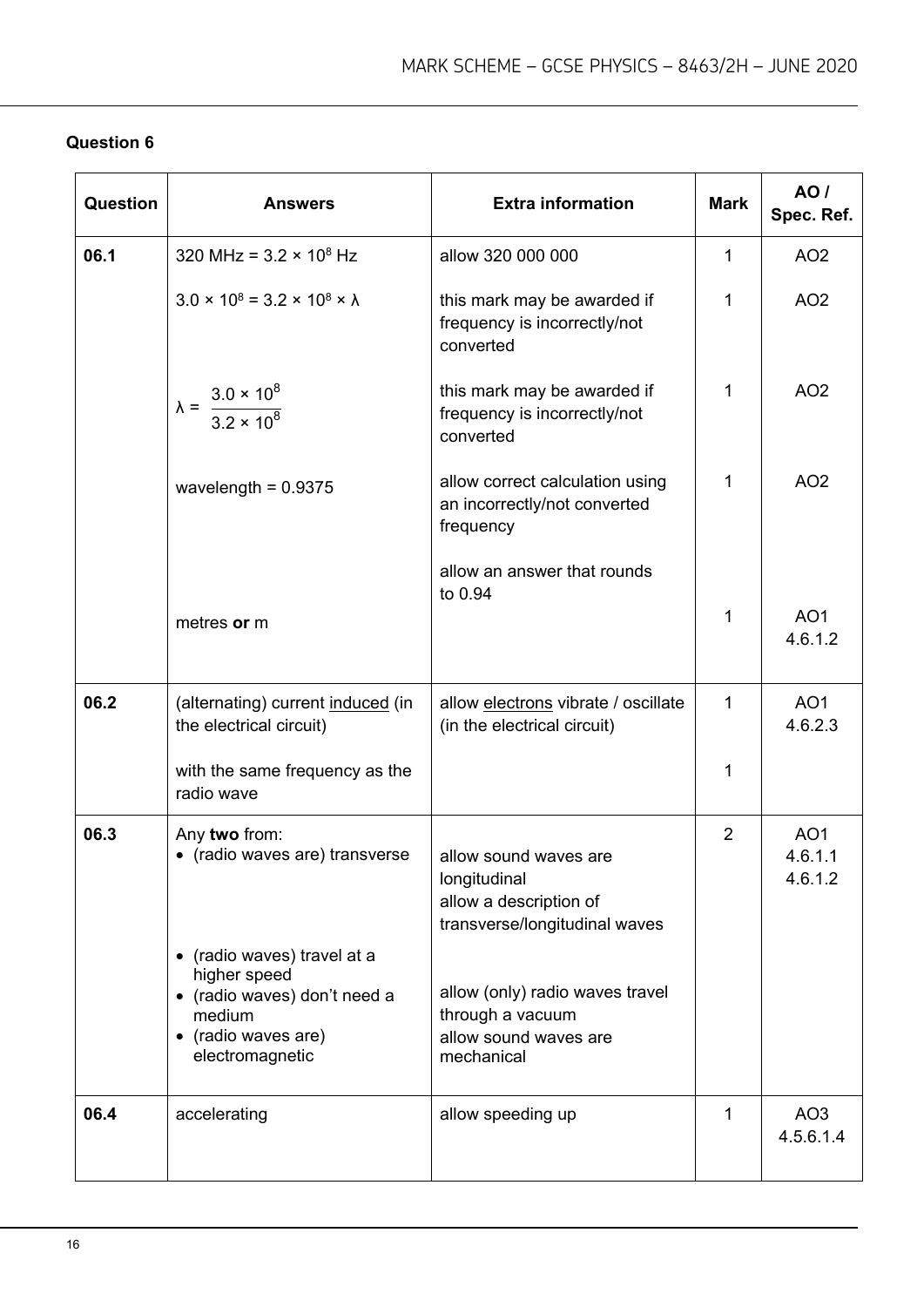## Question 6

| Question | Answers | Extra information | Mark | AO / Spec. Ref. |
|---|---|---|---|---|
| **06.1** | 320 MHz = $3.2 \times 10^8$ Hz | allow 320 000 000 | 1 | AO2 |
| | $3.0 \times 10^8 = 3.2 \times 10^8 \times \lambda$ | this mark may be awarded if frequency is incorrectly/not converted | 1 | AO2 |
| | $\lambda = \dfrac{3.0 \times 10^8}{3.2 \times 10^8}$ | this mark may be awarded if frequency is incorrectly/not converted | 1 | AO2 |
| | wavelength = 0.9375 | allow correct calculation using an incorrectly/not converted frequency<br><br>allow an answer that rounds to 0.94 | 1 | AO2 |
| | metres **or** m | | 1 | AO1<br>4.6.1.2 |
| **06.2** | (alternating) current induced (in the electrical circuit) | allow electrons vibrate / oscillate (in the electrical circuit) | 1 | AO1<br>4.6.2.3 |
| | with the same frequency as the radio wave | | 1 | |
| **06.3** | Any **two** from:<br>• (radio waves are) transverse<br><br><br><br>• (radio waves) travel at a higher speed<br>• (radio waves) don't need a medium<br>• (radio waves are) electromagnetic | <br>allow sound waves are longitudinal<br>allow a description of transverse/longitudinal waves<br><br><br>allow (only) radio waves travel through a vacuum<br>allow sound waves are mechanical | 2 | AO1<br>4.6.1.1<br>4.6.1.2 |
| **06.4** | accelerating | allow speeding up | 1 | AO3<br>4.5.6.1.4 |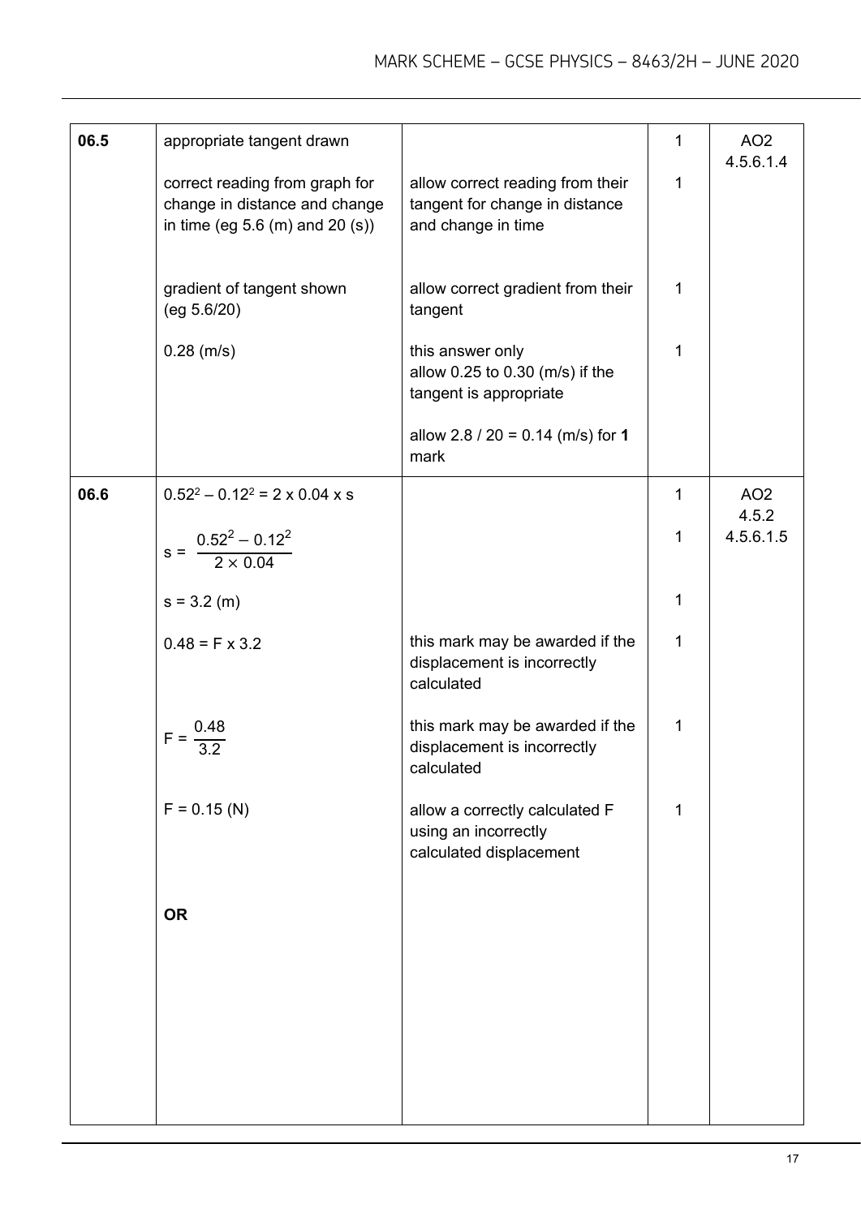| | | | | |
|---|---|---|---|---|
| **06.5** | appropriate tangent drawn | | 1 | AO2<br>4.5.6.1.4 |
| | correct reading from graph for change in distance and change in time (eg 5.6 (m) and 20 (s)) | allow correct reading from their tangent for change in distance and change in time | 1 | |
| | gradient of tangent shown (eg 5.6/20) | allow correct gradient from their tangent | 1 | |
| | 0.28 (m/s) | this answer only<br>allow 0.25 to 0.30 (m/s) if the tangent is appropriate<br><br>allow 2.8 / 20 = 0.14 (m/s) for **1** mark | 1 | |
| **06.6** | $0.52^2 - 0.12^2 = 2 \times 0.04 \times s$ | | 1 | AO2<br>4.5.2<br>4.5.6.1.5 |
| | $s = \dfrac{0.52^2 - 0.12^2}{2 \times 0.04}$ | | 1 | |
| | s = 3.2 (m) | | 1 | |
| | $0.48 = F \times 3.2$ | this mark may be awarded if the displacement is incorrectly calculated | 1 | |
| | $F = \dfrac{0.48}{3.2}$ | this mark may be awarded if the displacement is incorrectly calculated | 1 | |
| | F = 0.15 (N) | allow a correctly calculated F using an incorrectly calculated displacement | 1 | |
| | **OR** | | | |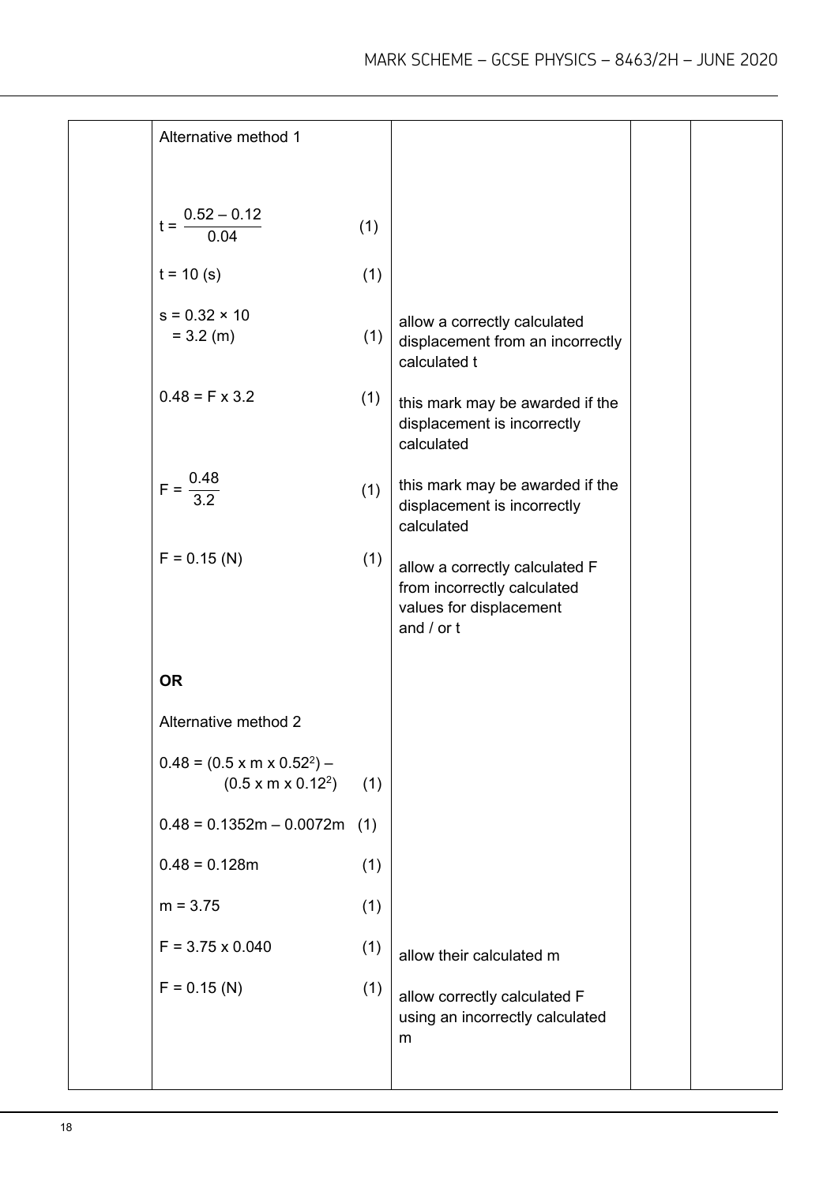| | Alternative method 1 | | | |
|---|---|---|---|---|
| | $t = \frac{0.52 - 0.12}{0.04}$ (1) | | | |
| | $t = 10$ (s) (1) | | | |
| | $s = 0.32 \times 10$<br>$= 3.2$ (m) (1) | allow a correctly calculated displacement from an incorrectly calculated t | | |
| | $0.48 = F \times 3.2$ (1) | this mark may be awarded if the displacement is incorrectly calculated | | |
| | $F = \frac{0.48}{3.2}$ (1) | this mark may be awarded if the displacement is incorrectly calculated | | |
| | $F = 0.15$ (N) (1) | allow a correctly calculated F from incorrectly calculated values for displacement and / or t | | |
| | **OR** | | | |
| | Alternative method 2 | | | |
| | $0.48 = (0.5 \times m \times 0.52^2) - (0.5 \times m \times 0.12^2)$ (1) | | | |
| | $0.48 = 0.1352m - 0.0072m$ (1) | | | |
| | $0.48 = 0.128m$ (1) | | | |
| | $m = 3.75$ (1) | | | |
| | $F = 3.75 \times 0.040$ (1) | allow their calculated m | | |
| | $F = 0.15$ (N) (1) | allow correctly calculated F using an incorrectly calculated m | | |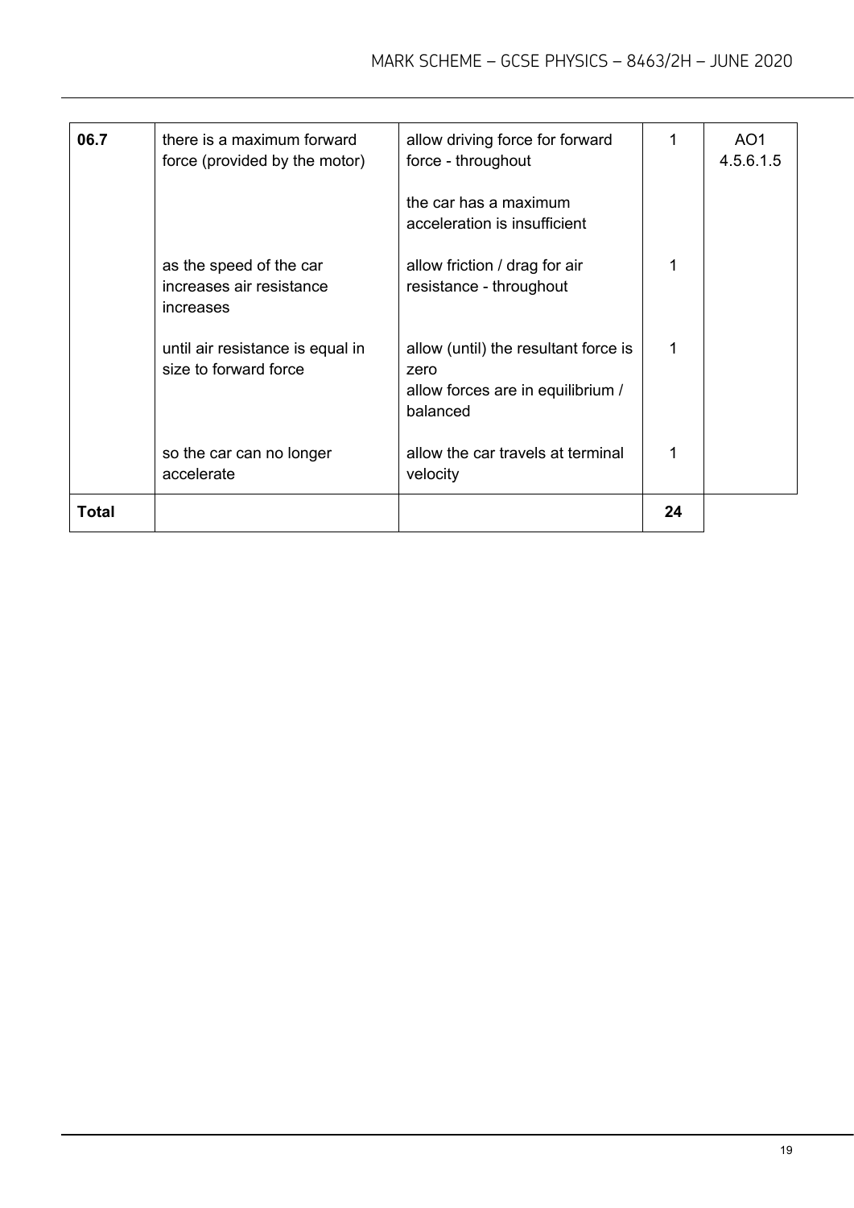| 06.7 | there is a maximum forward force (provided by the motor) | allow driving force for forward force - throughout<br><br>the car has a maximum acceleration is insufficient | 1 | AO1<br>4.5.6.1.5 |
|---|---|---|---|---|
| | as the speed of the car increases air resistance increases | allow friction / drag for air resistance - throughout | 1 | |
| | until air resistance is equal in size to forward force | allow (until) the resultant force is zero<br>allow forces are in equilibrium / balanced | 1 | |
| | so the car can no longer accelerate | allow the car travels at terminal velocity | 1 | |
| **Total** | | | **24** | |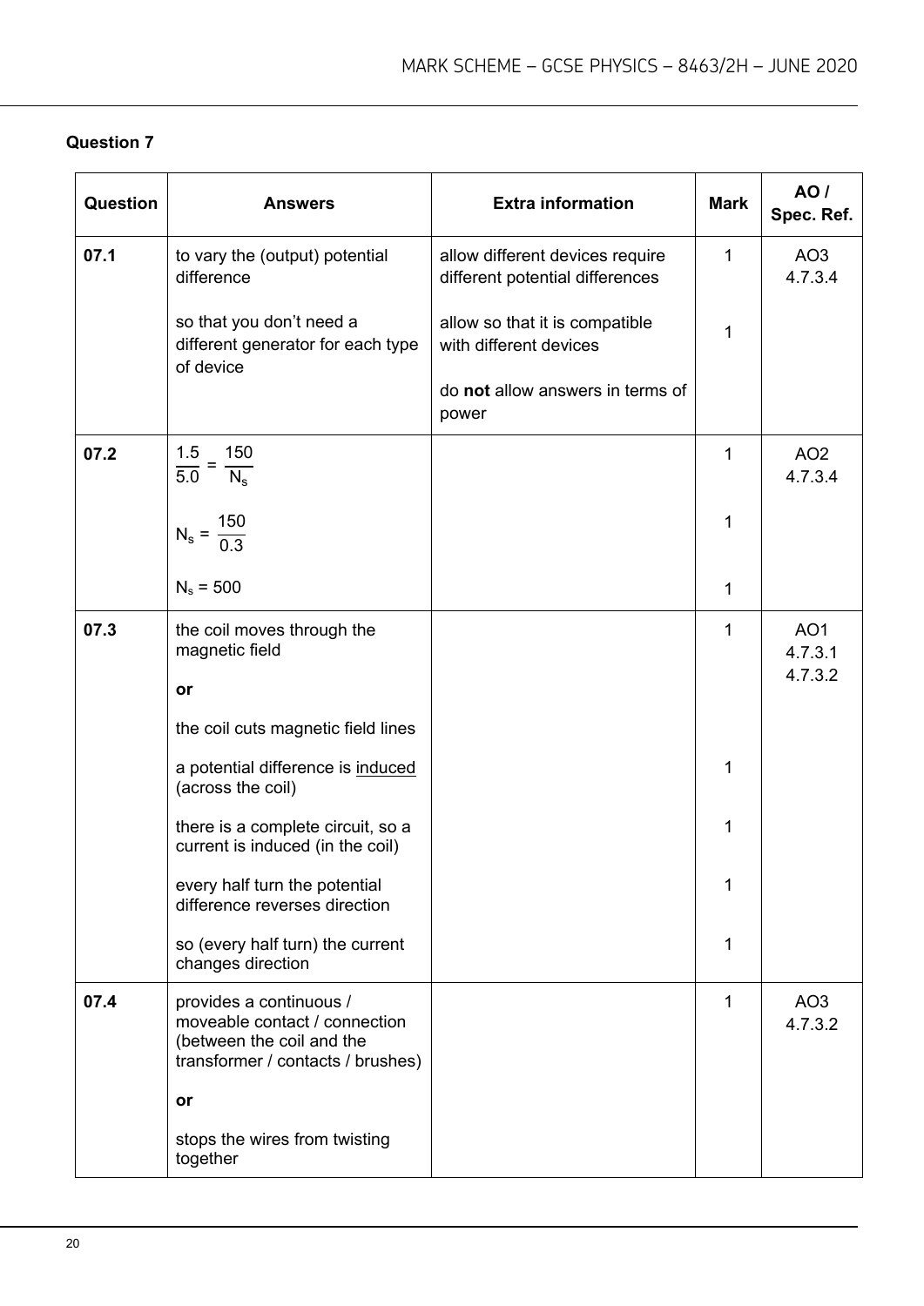## Question 7

| Question | Answers | Extra information | Mark | AO / Spec. Ref. |
|---|---|---|---|---|
| 07.1 | to vary the (output) potential difference | allow different devices require different potential differences | 1 | AO3 4.7.3.4 |
| | so that you don't need a different generator for each type of device | allow so that it is compatible with different devices<br><br>do **not** allow answers in terms of power | 1 | |
| 07.2 | $\frac{1.5}{5.0} = \frac{150}{N_s}$ | | 1 | AO2 4.7.3.4 |
| | $N_s = \frac{150}{0.3}$ | | 1 | |
| | $N_s = 500$ | | 1 | |
| 07.3 | the coil moves through the magnetic field<br><br>**or**<br><br>the coil cuts magnetic field lines | | 1 | AO1 4.7.3.1 4.7.3.2 |
| | a potential difference is induced (across the coil) | | 1 | |
| | there is a complete circuit, so a current is induced (in the coil) | | 1 | |
| | every half turn the potential difference reverses direction | | 1 | |
| | so (every half turn) the current changes direction | | 1 | |
| 07.4 | provides a continuous / moveable contact / connection (between the coil and the transformer / contacts / brushes)<br><br>**or**<br><br>stops the wires from twisting together | | 1 | AO3 4.7.3.2 |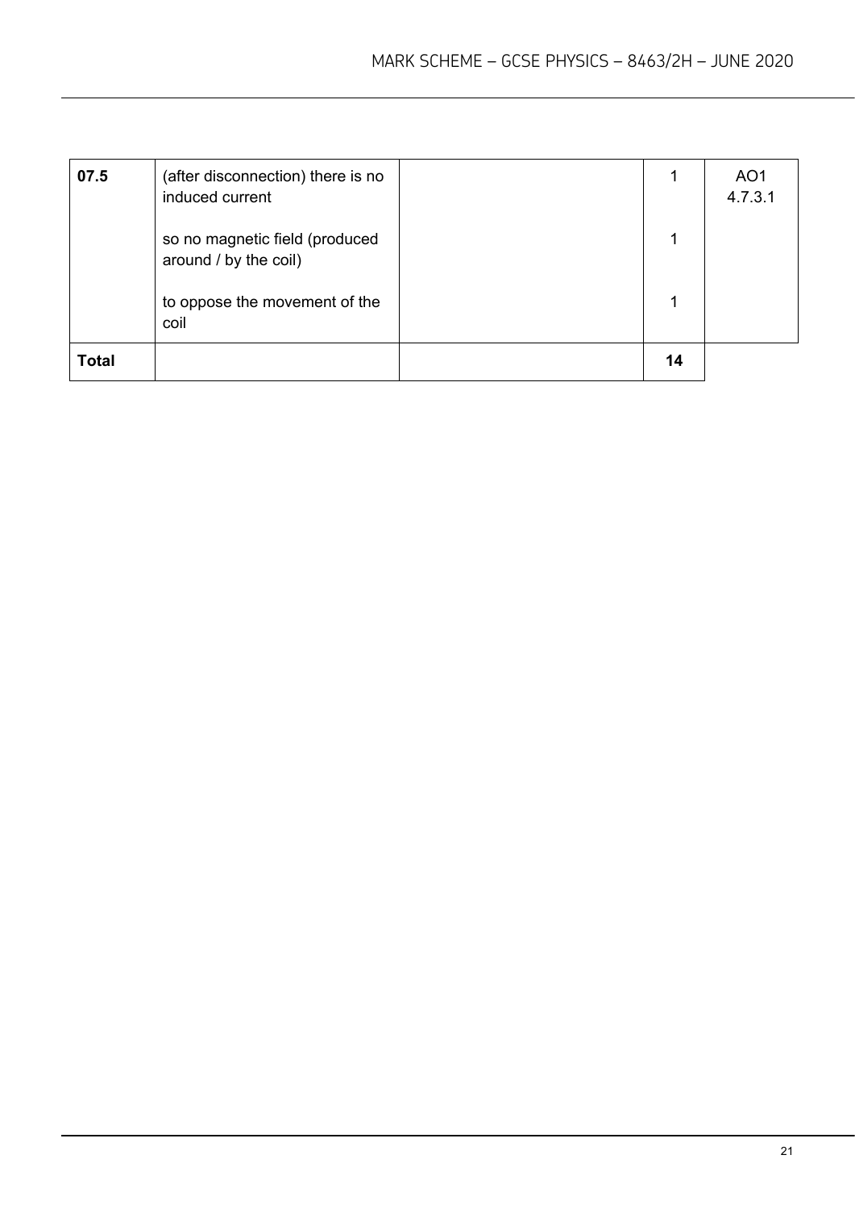| | | | | |
|---|---|---|---|---|
| **07.5** | (after disconnection) there is no induced current | | 1 | AO1<br>4.7.3.1 |
| | so no magnetic field (produced around / by the coil) | | 1 | |
| | to oppose the movement of the coil | | 1 | |
| **Total** | | | **14** | |